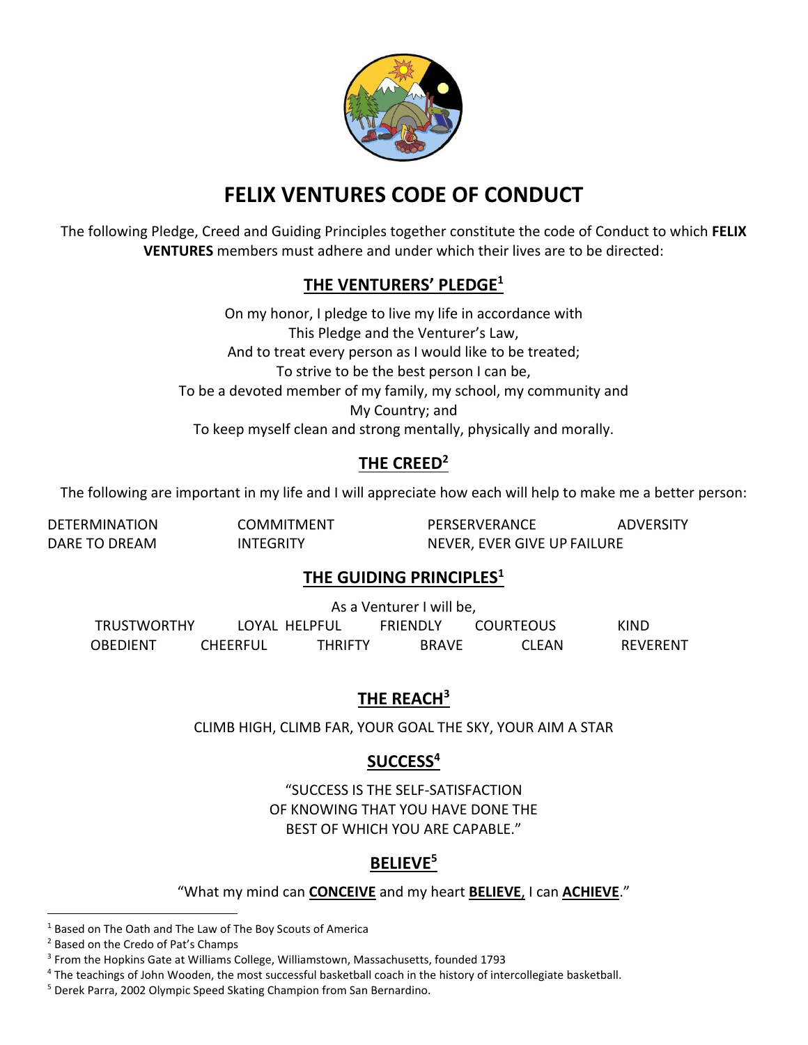# FELIX VENTURES CODE OF CONDUCT

The following Pledge, Creed and Guiding Principles together constitute the code of Conduct to which **FELIX VENTURES** members must adhere and under which their lives are to be directed:

## THE VENTURERS' PLEDGE[1]

On my honor, I pledge to live my life in accordance with
This Pledge and the Venturer's Law,
And to treat every person as I would like to be treated;
To strive to be the best person I can be,
To be a devoted member of my family, my school, my community and
My Country; and
To keep myself clean and strong mentally, physically and morally.

## THE CREED[2]

The following are important in my life and I will appreciate how each will help to make me a better person:

DETERMINATION    COMMITMENT    PERSERVERANCE    ADVERSITY
DARE TO DREAM    INTEGRITY    NEVER, EVER GIVE UP FAILURE

## THE GUIDING PRINCIPLES[1]

As a Venturer I will be,

TRUSTWORTHY    LOYAL  HELPFUL    FRIENDLY    COURTEOUS    KIND
OBEDIENT    CHEERFUL    THRIFTY    BRAVE    CLEAN    REVERENT

## THE REACH[3]

CLIMB HIGH, CLIMB FAR, YOUR GOAL THE SKY, YOUR AIM A STAR

## SUCCESS[4]

"SUCCESS IS THE SELF-SATISFACTION
OF KNOWING THAT YOU HAVE DONE THE
BEST OF WHICH YOU ARE CAPABLE."

## BELIEVE[5]

"What my mind can **CONCEIVE** and my heart **BELIEVE**, I can **ACHIEVE**."

---

[1] Based on The Oath and The Law of The Boy Scouts of America
[2] Based on the Credo of Pat's Champs
[3] From the Hopkins Gate at Williams College, Williamstown, Massachusetts, founded 1793
[4] The teachings of John Wooden, the most successful basketball coach in the history of intercollegiate basketball.
[5] Derek Parra, 2002 Olympic Speed Skating Champion from San Bernardino.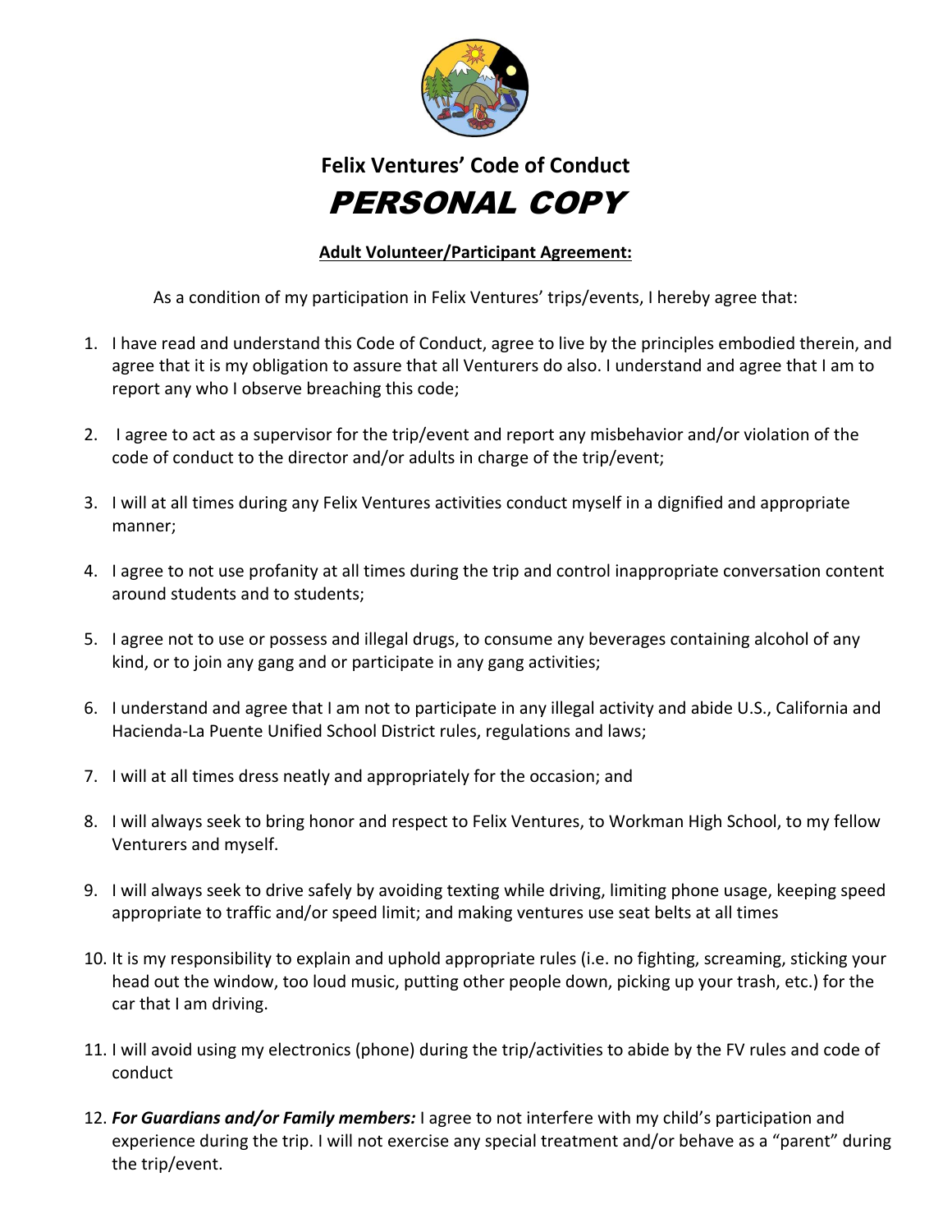# Felix Ventures' Code of Conduct

## *PERSONAL COPY*

**Adult Volunteer/Participant Agreement:**

As a condition of my participation in Felix Ventures' trips/events, I hereby agree that:

1. I have read and understand this Code of Conduct, agree to live by the principles embodied therein, and agree that it is my obligation to assure that all Venturers do also. I understand and agree that I am to report any who I observe breaching this code;

2. I agree to act as a supervisor for the trip/event and report any misbehavior and/or violation of the code of conduct to the director and/or adults in charge of the trip/event;

3. I will at all times during any Felix Ventures activities conduct myself in a dignified and appropriate manner;

4. I agree to not use profanity at all times during the trip and control inappropriate conversation content around students and to students;

5. I agree not to use or possess and illegal drugs, to consume any beverages containing alcohol of any kind, or to join any gang and or participate in any gang activities;

6. I understand and agree that I am not to participate in any illegal activity and abide U.S., California and Hacienda-La Puente Unified School District rules, regulations and laws;

7. I will at all times dress neatly and appropriately for the occasion; and

8. I will always seek to bring honor and respect to Felix Ventures, to Workman High School, to my fellow Venturers and myself.

9. I will always seek to drive safely by avoiding texting while driving, limiting phone usage, keeping speed appropriate to traffic and/or speed limit; and making ventures use seat belts at all times

10. It is my responsibility to explain and uphold appropriate rules (i.e. no fighting, screaming, sticking your head out the window, too loud music, putting other people down, picking up your trash, etc.) for the car that I am driving.

11. I will avoid using my electronics (phone) during the trip/activities to abide by the FV rules and code of conduct

12. ***For Guardians and/or Family members:*** I agree to not interfere with my child's participation and experience during the trip. I will not exercise any special treatment and/or behave as a "parent" during the trip/event.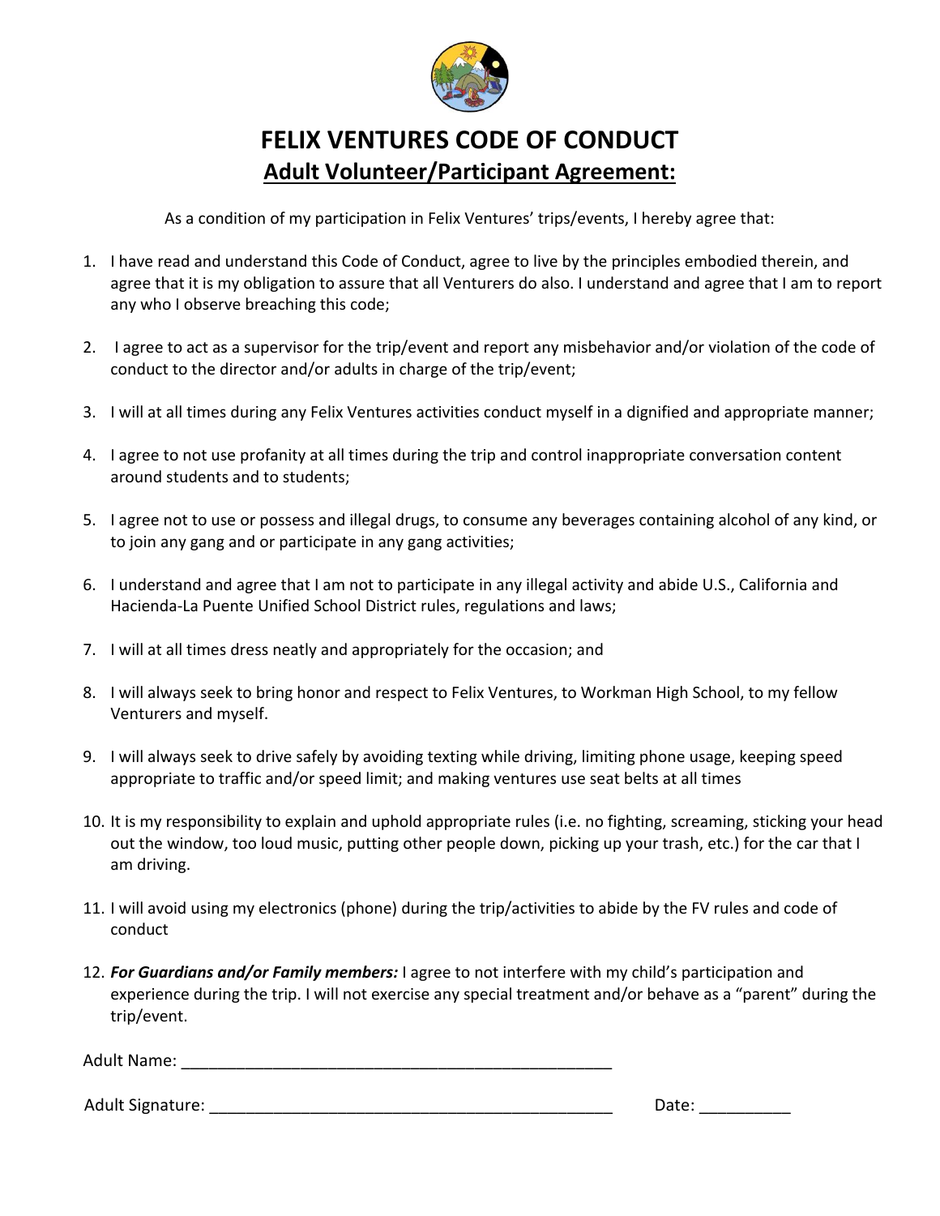# FELIX VENTURES CODE OF CONDUCT

## Adult Volunteer/Participant Agreement:

As a condition of my participation in Felix Ventures' trips/events, I hereby agree that:

1. I have read and understand this Code of Conduct, agree to live by the principles embodied therein, and agree that it is my obligation to assure that all Venturers do also. I understand and agree that I am to report any who I observe breaching this code;
2. I agree to act as a supervisor for the trip/event and report any misbehavior and/or violation of the code of conduct to the director and/or adults in charge of the trip/event;
3. I will at all times during any Felix Ventures activities conduct myself in a dignified and appropriate manner;
4. I agree to not use profanity at all times during the trip and control inappropriate conversation content around students and to students;
5. I agree not to use or possess and illegal drugs, to consume any beverages containing alcohol of any kind, or to join any gang and or participate in any gang activities;
6. I understand and agree that I am not to participate in any illegal activity and abide U.S., California and Hacienda-La Puente Unified School District rules, regulations and laws;
7. I will at all times dress neatly and appropriately for the occasion; and
8. I will always seek to bring honor and respect to Felix Ventures, to Workman High School, to my fellow Venturers and myself.
9. I will always seek to drive safely by avoiding texting while driving, limiting phone usage, keeping speed appropriate to traffic and/or speed limit; and making ventures use seat belts at all times
10. It is my responsibility to explain and uphold appropriate rules (i.e. no fighting, screaming, sticking your head out the window, too loud music, putting other people down, picking up your trash, etc.) for the car that I am driving.
11. I will avoid using my electronics (phone) during the trip/activities to abide by the FV rules and code of conduct
12. ***For Guardians and/or Family members:*** I agree to not interfere with my child's participation and experience during the trip. I will not exercise any special treatment and/or behave as a "parent" during the trip/event.

Adult Name: ______________________________________________

Adult Signature: __________________________________________ Date: __________